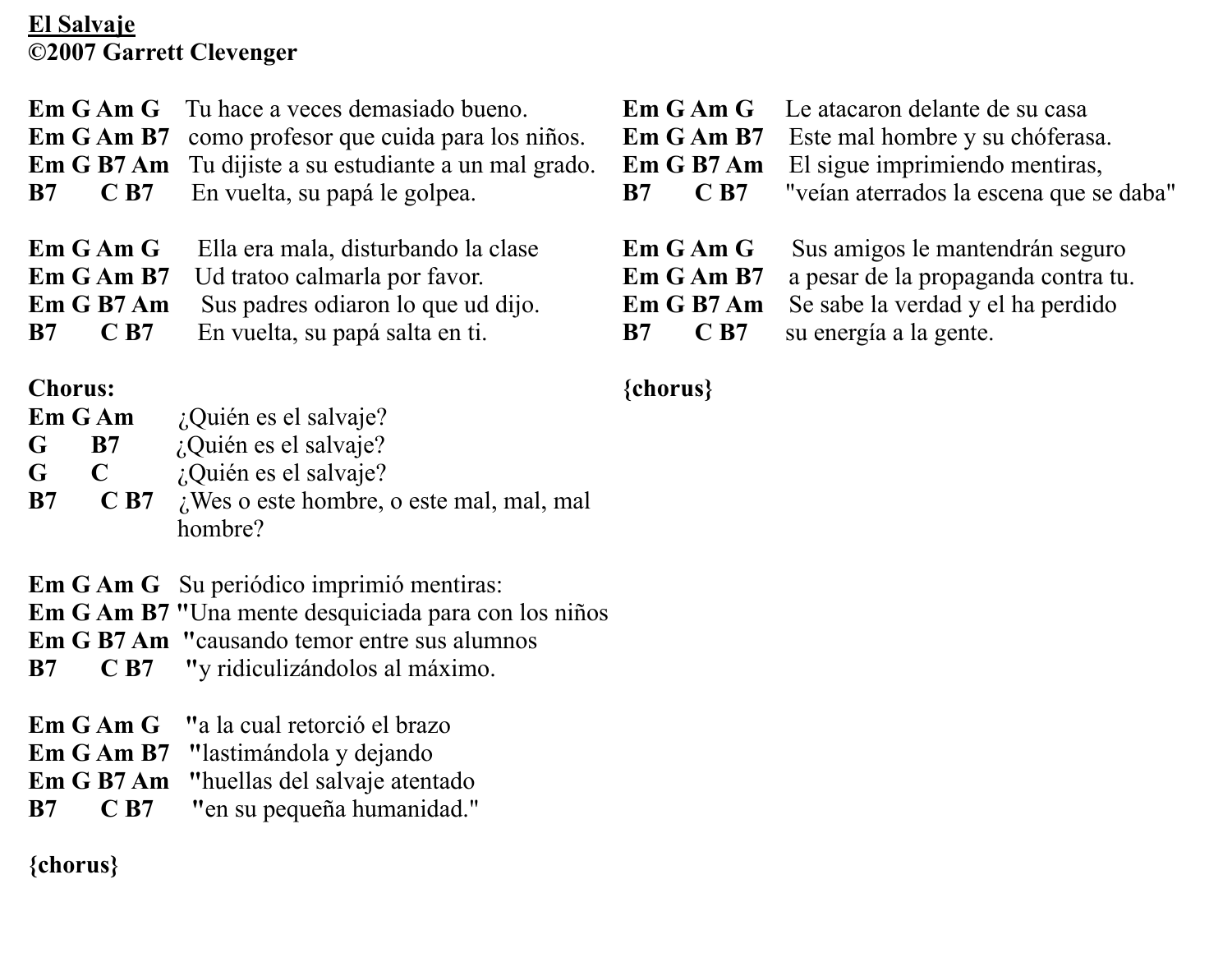**<u>El Salvaje</u>**
**©2007 Garrett Clevenger**

**Em G Am G** Tu hace a veces demasiado bueno.
**Em G Am B7** como profesor que cuida para los niños.
**Em G B7 Am** Tu dijiste a su estudiante a un mal grado.
**B7 C B7** En vuelta, su papá le golpea.

**Em G Am G** Ella era mala, disturbando la clase
**Em G Am B7** Ud tratoo calmarla por favor.
**Em G B7 Am** Sus padres odiaron lo que ud dijo.
**B7 C B7** En vuelta, su papá salta en ti.

**Chorus:**
**Em G Am** ¿Quién es el salvaje?
**G B7** ¿Quién es el salvaje?
**G C** ¿Quién es el salvaje?
**B7 C B7** ¿Wes o este hombre, o este mal, mal, mal hombre?

**Em G Am G** Su periódico imprimió mentiras:
**Em G Am B7** "Una mente desquiciada para con los niños
**Em G B7 Am** "causando temor entre sus alumnos
**B7 C B7** "y ridiculizándolos al máximo.

**Em G Am G** "a la cual retorció el brazo
**Em G Am B7** "lastimándola y dejando
**Em G B7 Am** "huellas del salvaje atentado
**B7 C B7** "en su pequeña humanidad."

**{chorus}**

**Em G Am G** Le atacaron delante de su casa
**Em G Am B7** Este mal hombre y su chóferasa.
**Em G B7 Am** El sigue imprimiendo mentiras,
**B7 C B7** "veían aterrados la escena que se daba"

**Em G Am G** Sus amigos le mantendrán seguro
**Em G Am B7** a pesar de la propaganda contra tu.
**Em G B7 Am** Se sabe la verdad y el ha perdido
**B7 C B7** su energía a la gente.

**{chorus}**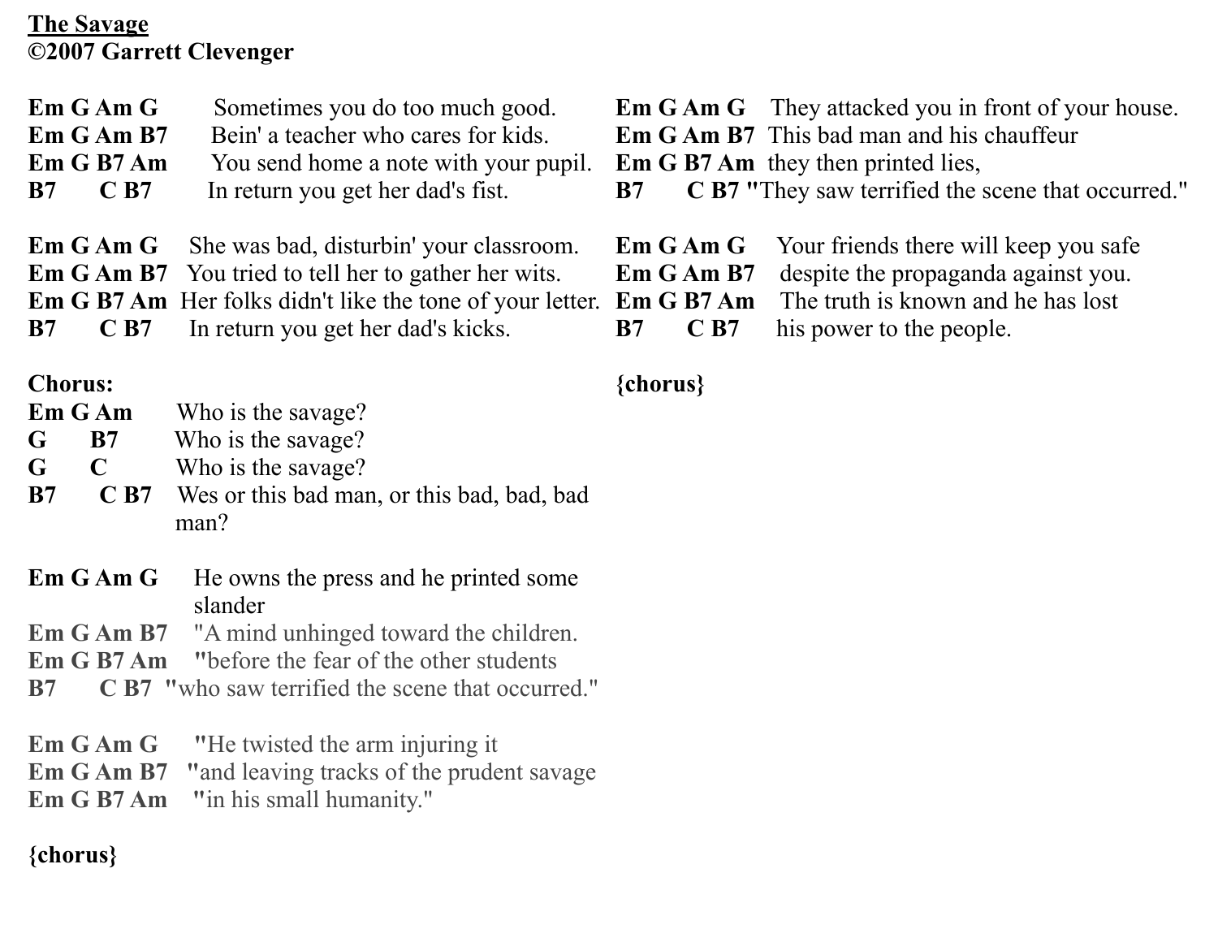**<u>The Savage</u>**
**©2007 Garrett Clevenger**

**Em G Am G** Sometimes you do too much good.
**Em G Am B7** Bein' a teacher who cares for kids.
**Em G B7 Am** You send home a note with your pupil.
**B7 C B7** In return you get her dad's fist.

**Em G Am G** She was bad, disturbin' your classroom.
**Em G Am B7** You tried to tell her to gather her wits.
**Em G B7 Am** Her folks didn't like the tone of your letter.
**B7 C B7** In return you get her dad's kicks.

**Chorus:**
**Em G Am** Who is the savage?
**G B7** Who is the savage?
**G C** Who is the savage?
**B7 C B7** Wes or this bad man, or this bad, bad, bad man?

**Em G Am G** He owns the press and he printed some slander
**Em G Am B7** "A mind unhinged toward the children.
**Em G B7 Am** "before the fear of the other students
**B7 C B7** "who saw terrified the scene that occurred."

**Em G Am G** "He twisted the arm injuring it
**Em G Am B7** "and leaving tracks of the prudent savage
**Em G B7 Am** "in his small humanity."

**{chorus}**

**Em G Am G** They attacked you in front of your house.
**Em G Am B7** This bad man and his chauffeur
**Em G B7 Am** they then printed lies,
**B7 C B7** "They saw terrified the scene that occurred."

**Em G Am G** Your friends there will keep you safe
**Em G Am B7** despite the propaganda against you.
**Em G B7 Am** The truth is known and he has lost
**B7 C B7** his power to the people.

**{chorus}**